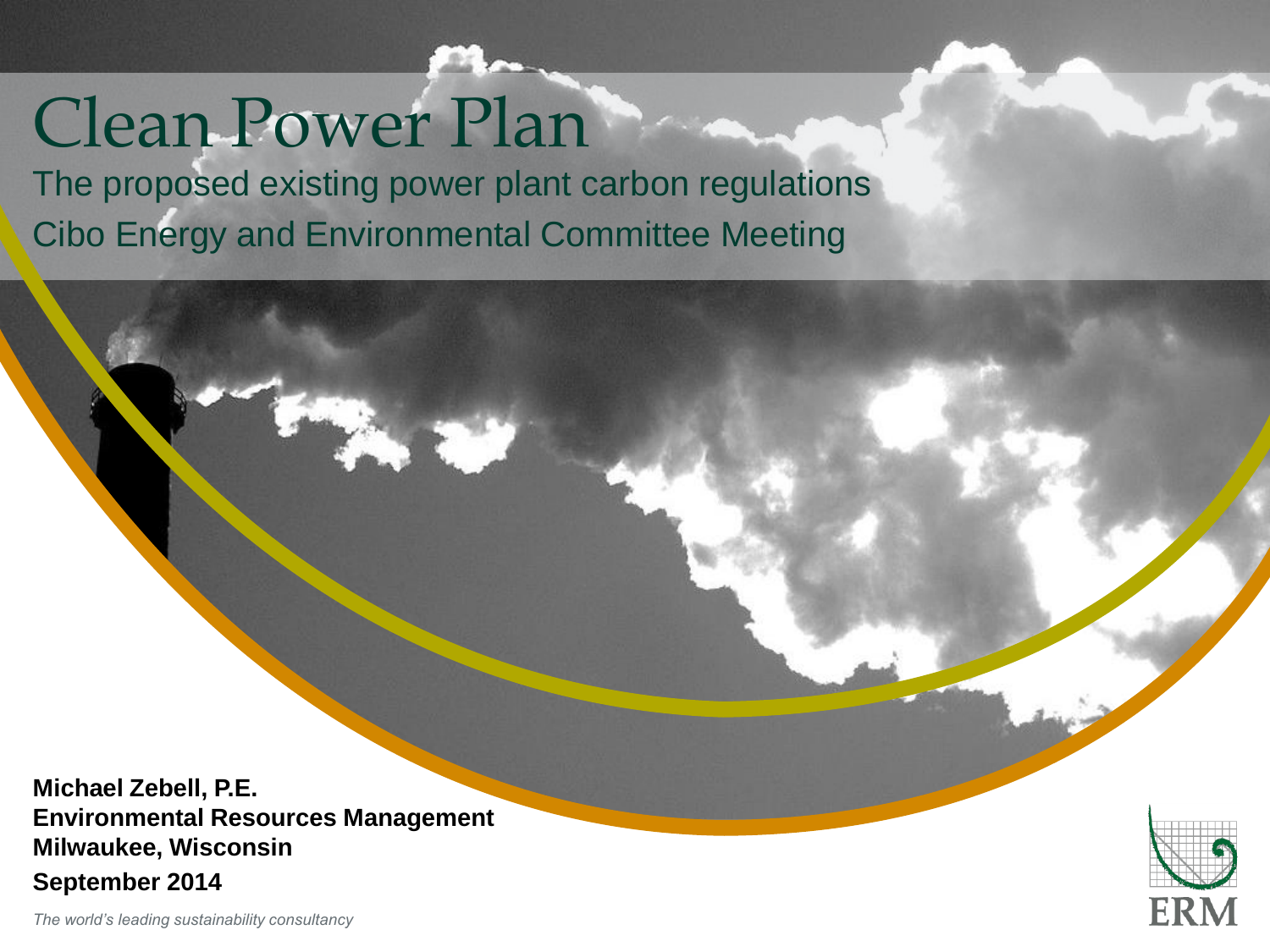# Clean Power Plan

The proposed existing power plant carbon regulations

Cibo Energy and Environmental Committee Meeting

**Michael Zebell, P.E.**
**Environmental Resources Management**
**Milwaukee, Wisconsin**

**September 2014**

*The world's leading sustainability consultancy*

ERM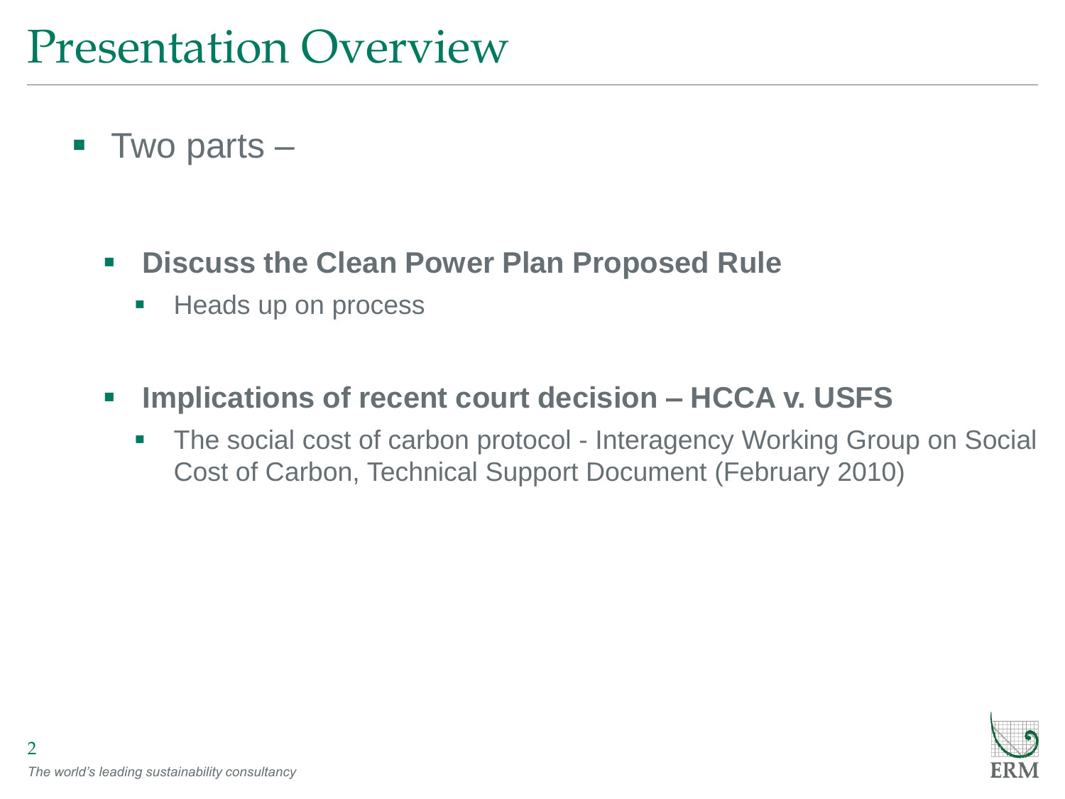# Presentation Overview

- Two parts –
  - **Discuss the Clean Power Plan Proposed Rule**
    - Heads up on process
  - **Implications of recent court decision – HCCA v. USFS**
    - The social cost of carbon protocol - Interagency Working Group on Social Cost of Carbon, Technical Support Document (February 2010)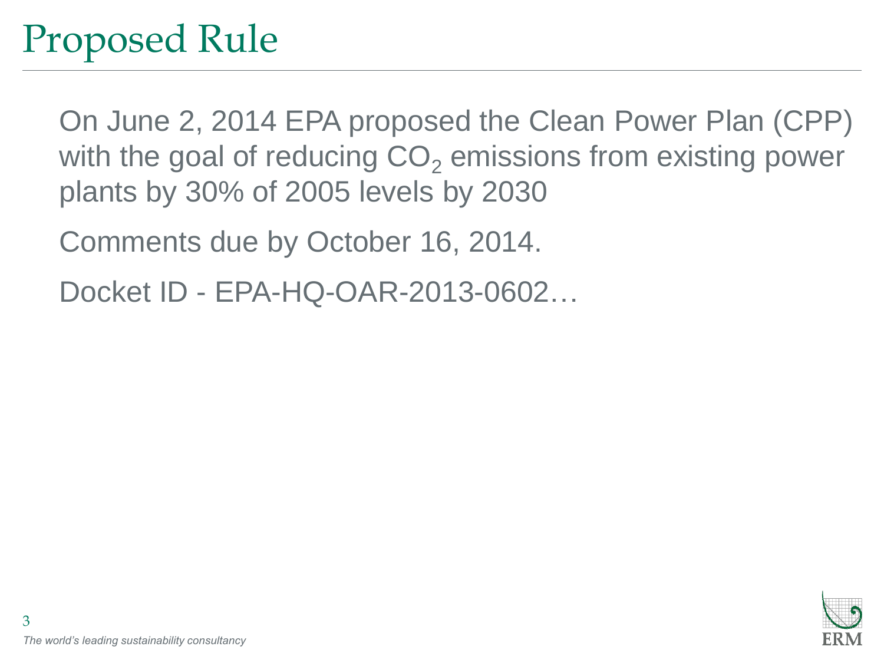# Proposed Rule

On June 2, 2014 EPA proposed the Clean Power Plan (CPP) with the goal of reducing $CO_2$ emissions from existing power plants by 30% of 2005 levels by 2030

Comments due by October 16, 2014.

Docket ID - EPA-HQ-OAR-2013-0602…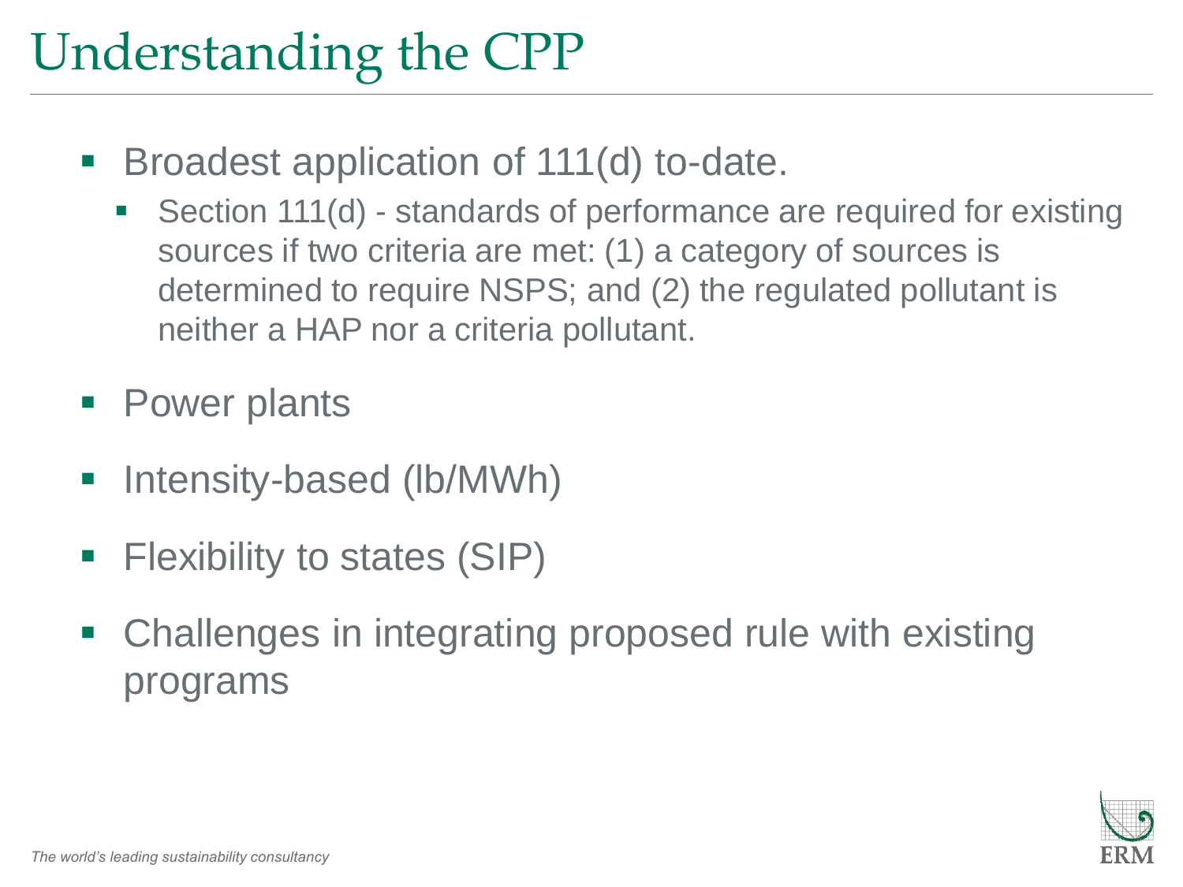# Understanding the CPP

- Broadest application of 111(d) to-date.
  - Section 111(d) - standards of performance are required for existing sources if two criteria are met: (1) a category of sources is determined to require NSPS; and (2) the regulated pollutant is neither a HAP nor a criteria pollutant.
- Power plants
- Intensity-based (lb/MWh)
- Flexibility to states (SIP)
- Challenges in integrating proposed rule with existing programs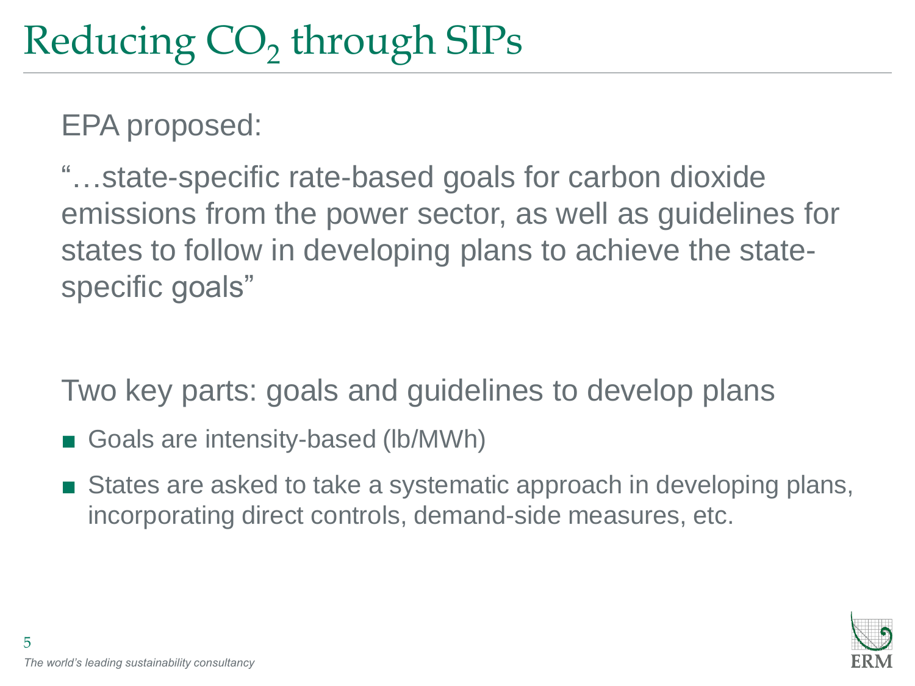# Reducing $CO_2$ through SIPs

EPA proposed:

"…state-specific rate-based goals for carbon dioxide emissions from the power sector, as well as guidelines for states to follow in developing plans to achieve the state-specific goals"

Two key parts: goals and guidelines to develop plans

- Goals are intensity-based (lb/MWh)
- States are asked to take a systematic approach in developing plans, incorporating direct controls, demand-side measures, etc.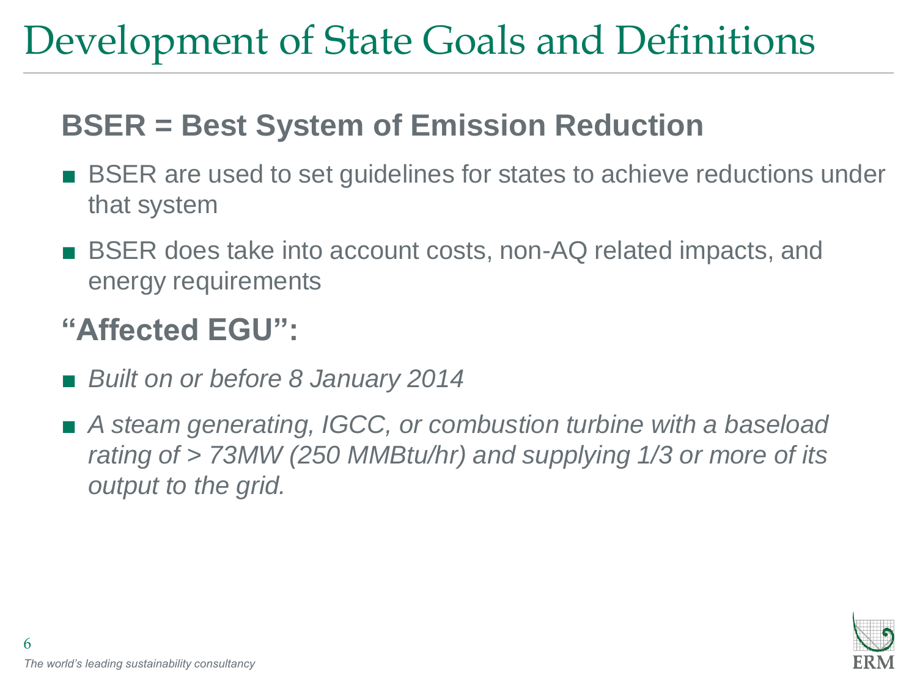# Development of State Goals and Definitions

## BSER = Best System of Emission Reduction

- BSER are used to set guidelines for states to achieve reductions under that system
- BSER does take into account costs, non-AQ related impacts, and energy requirements

## "Affected EGU":

- *Built on or before 8 January 2014*
- *A steam generating, IGCC, or combustion turbine with a baseload rating of > 73MW (250 MMBtu/hr) and supplying 1/3 or more of its output to the grid.*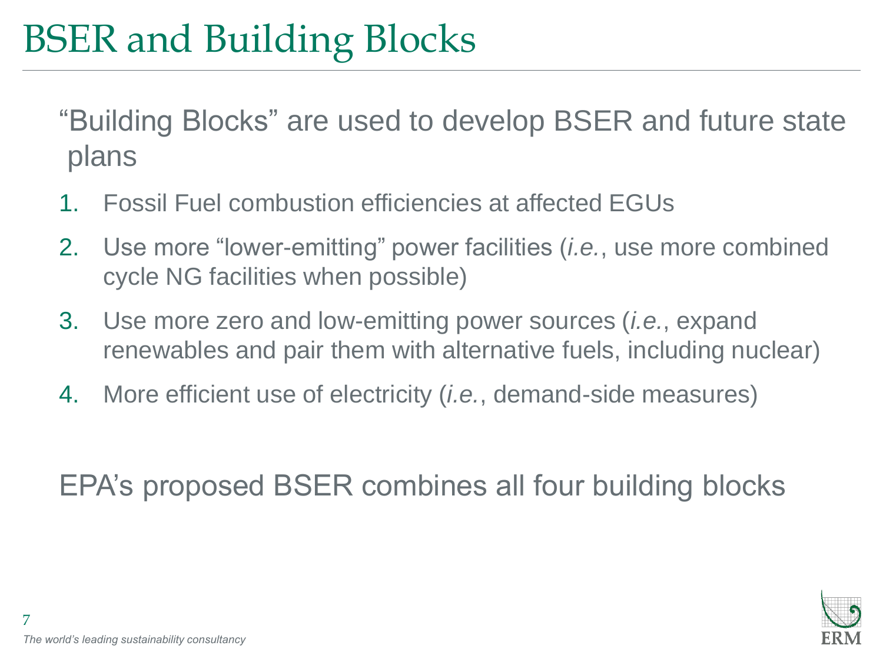# BSER and Building Blocks

"Building Blocks" are used to develop BSER and future state plans

1. Fossil Fuel combustion efficiencies at affected EGUs
2. Use more "lower-emitting" power facilities (*i.e.*, use more combined cycle NG facilities when possible)
3. Use more zero and low-emitting power sources (*i.e.*, expand renewables and pair them with alternative fuels, including nuclear)
4. More efficient use of electricity (*i.e.*, demand-side measures)

EPA's proposed BSER combines all four building blocks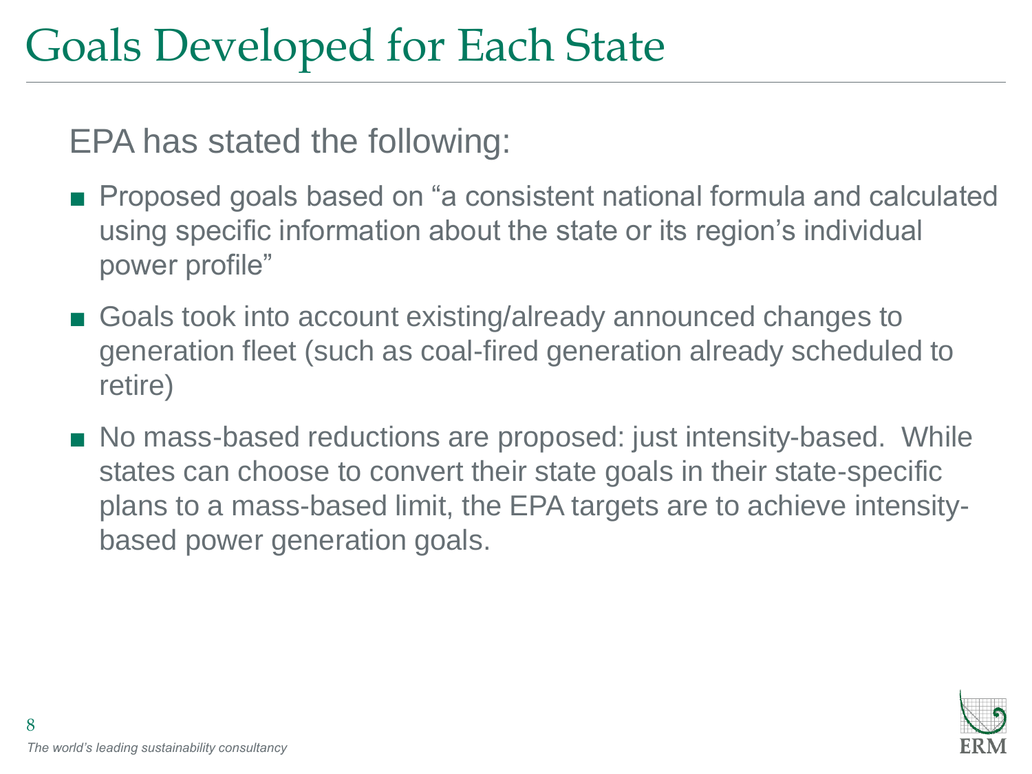# Goals Developed for Each State

EPA has stated the following:

- Proposed goals based on "a consistent national formula and calculated using specific information about the state or its region's individual power profile"
- Goals took into account existing/already announced changes to generation fleet (such as coal-fired generation already scheduled to retire)
- No mass-based reductions are proposed: just intensity-based. While states can choose to convert their state goals in their state-specific plans to a mass-based limit, the EPA targets are to achieve intensity-based power generation goals.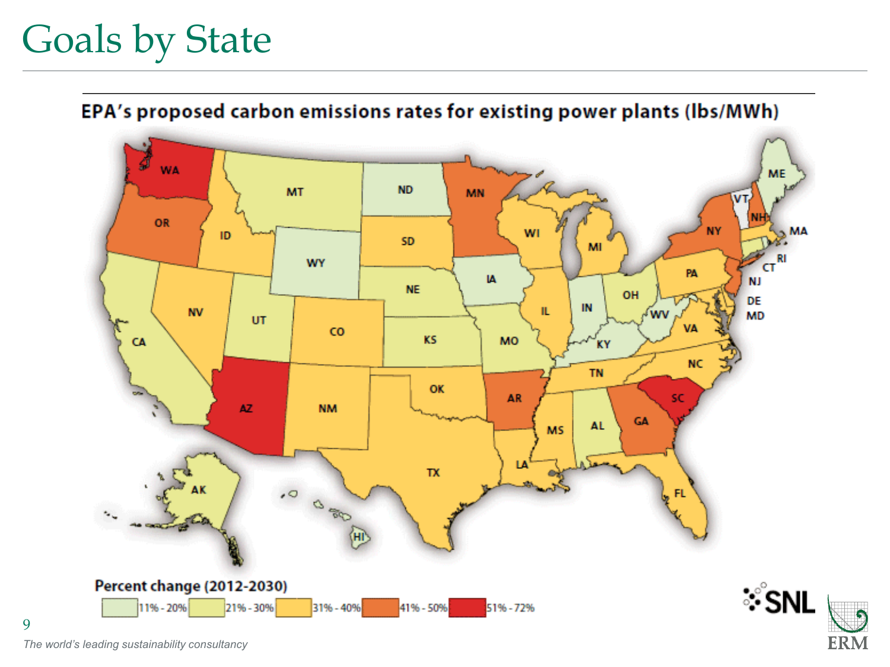# Goals by State

**EPA's proposed carbon emissions rates for existing power plants (lbs/MWh)**

**Percent change (2012-2030)**

11% - 20% | 21% - 30% | 31% - 40% | 41% - 50% | 51% - 72%

SNL

*The world's leading sustainability consultancy*

ERM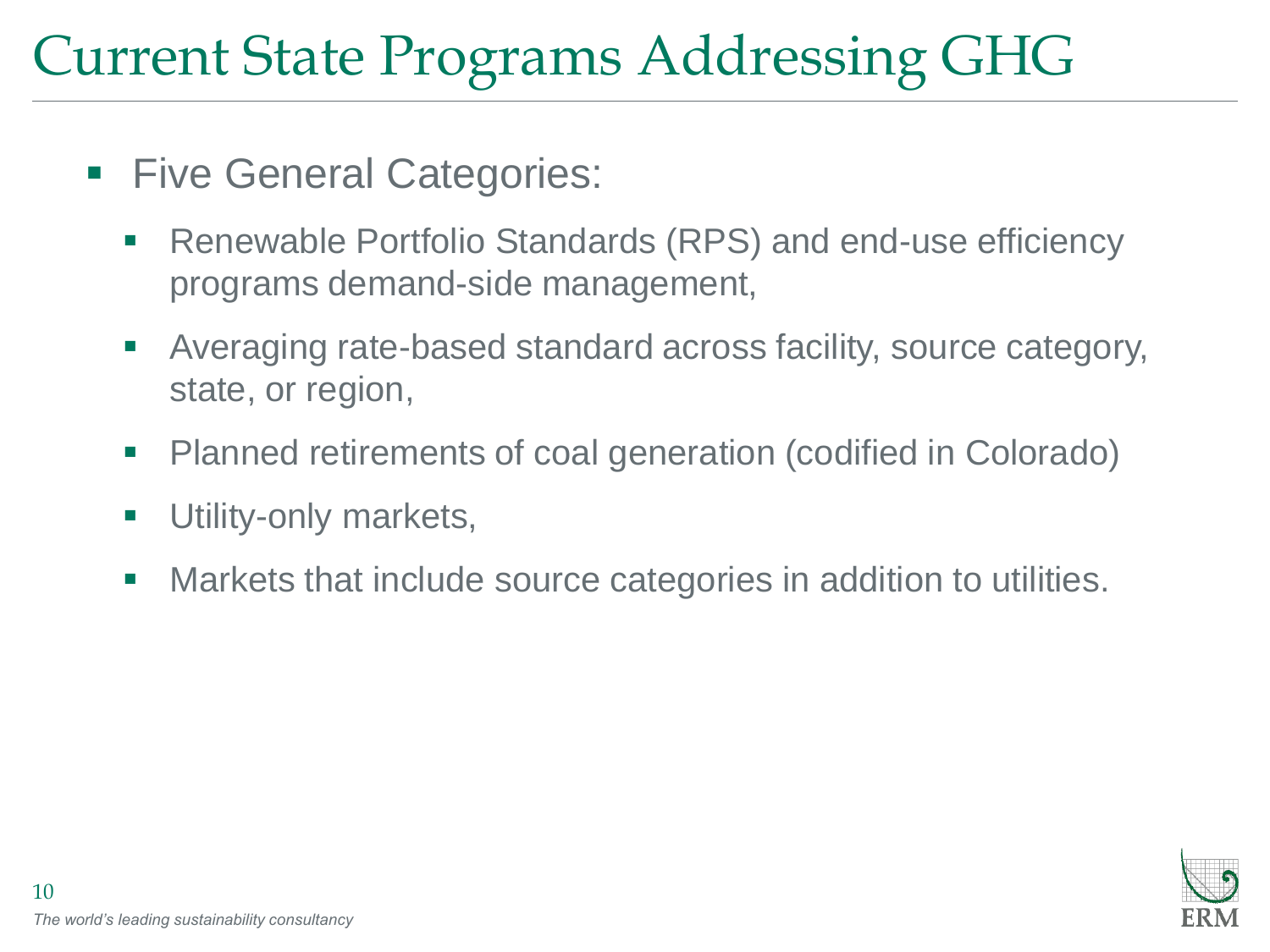# Current State Programs Addressing GHG

- Five General Categories:
  - Renewable Portfolio Standards (RPS) and end-use efficiency programs demand-side management,
  - Averaging rate-based standard across facility, source category, state, or region,
  - Planned retirements of coal generation (codified in Colorado)
  - Utility-only markets,
  - Markets that include source categories in addition to utilities.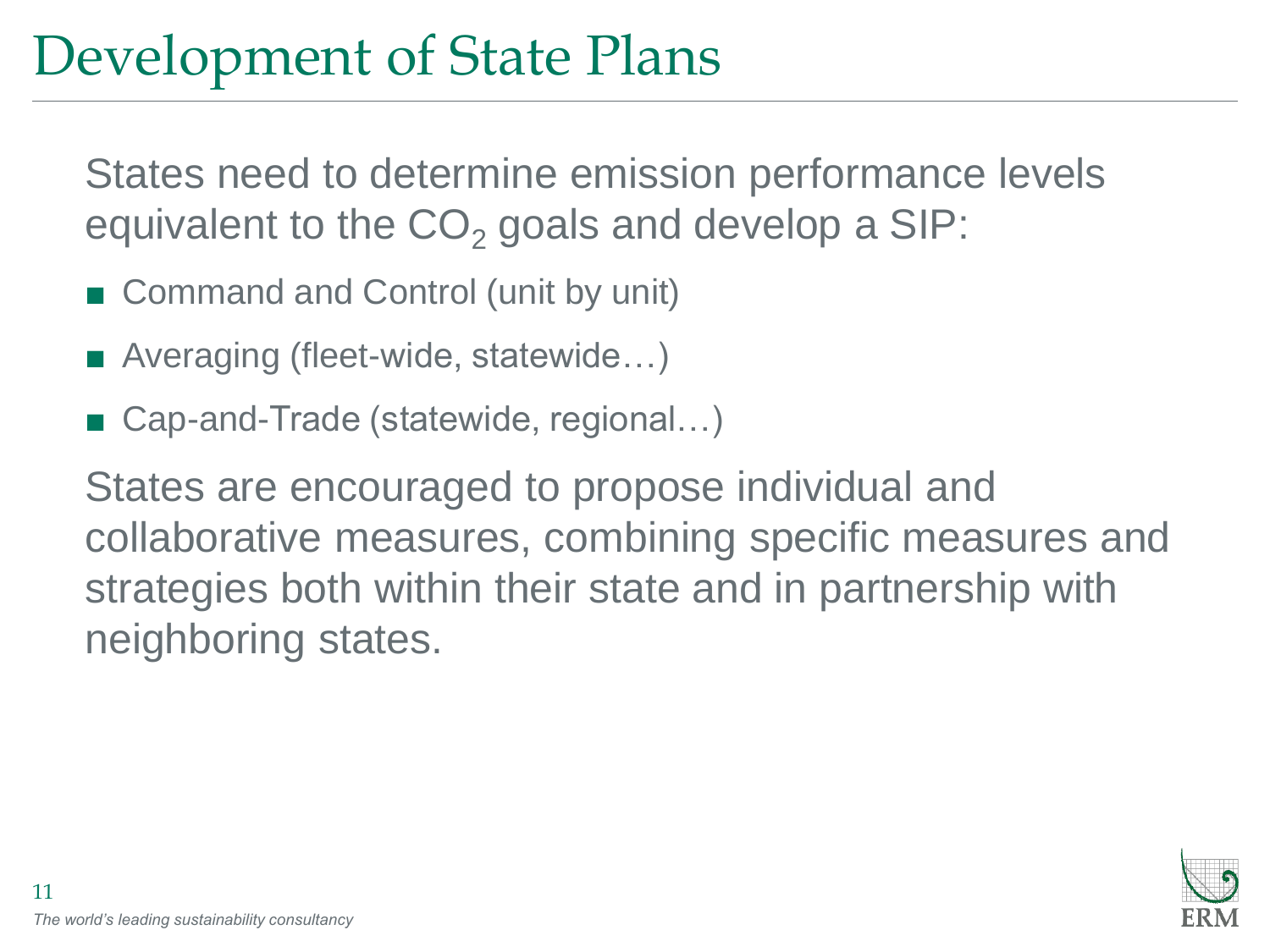# Development of State Plans

States need to determine emission performance levels equivalent to the $CO_2$ goals and develop a SIP:

- Command and Control (unit by unit)
- Averaging (fleet-wide, statewide…)
- Cap-and-Trade (statewide, regional…)

States are encouraged to propose individual and collaborative measures, combining specific measures and strategies both within their state and in partnership with neighboring states.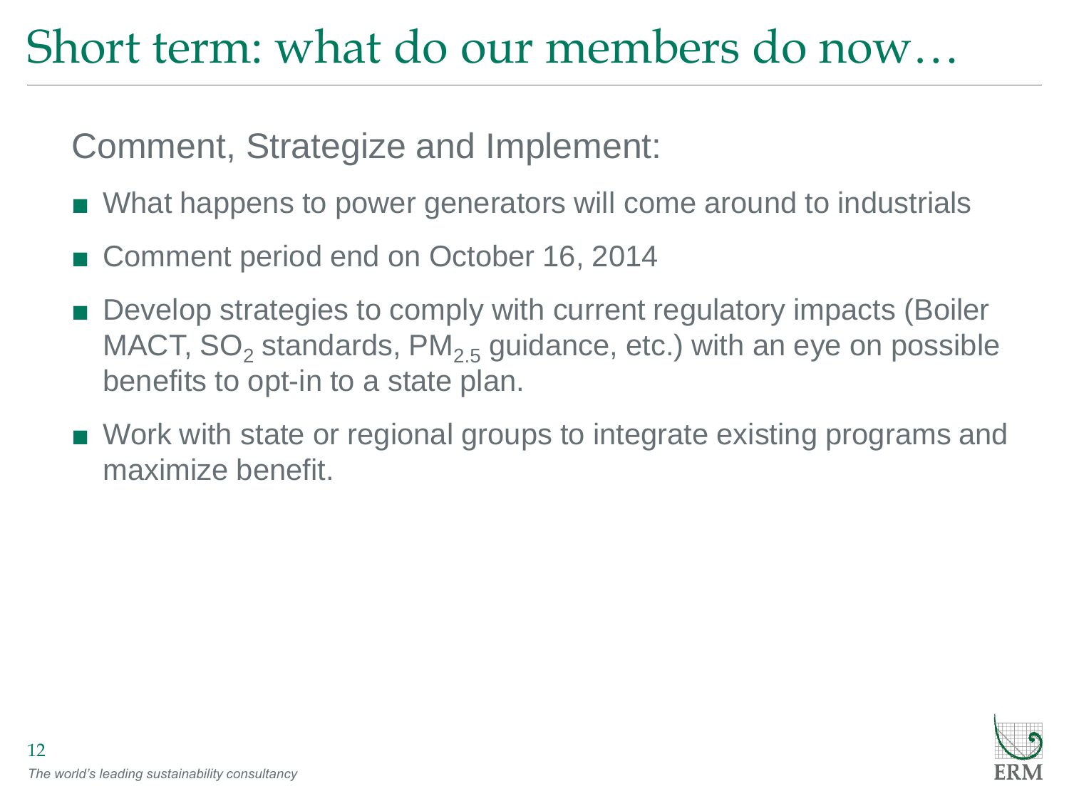# Short term: what do our members do now…

Comment, Strategize and Implement:

- What happens to power generators will come around to industrials
- Comment period end on October 16, 2014
- Develop strategies to comply with current regulatory impacts (Boiler MACT, $SO_2$ standards, $PM_{2.5}$ guidance, etc.) with an eye on possible benefits to opt-in to a state plan.
- Work with state or regional groups to integrate existing programs and maximize benefit.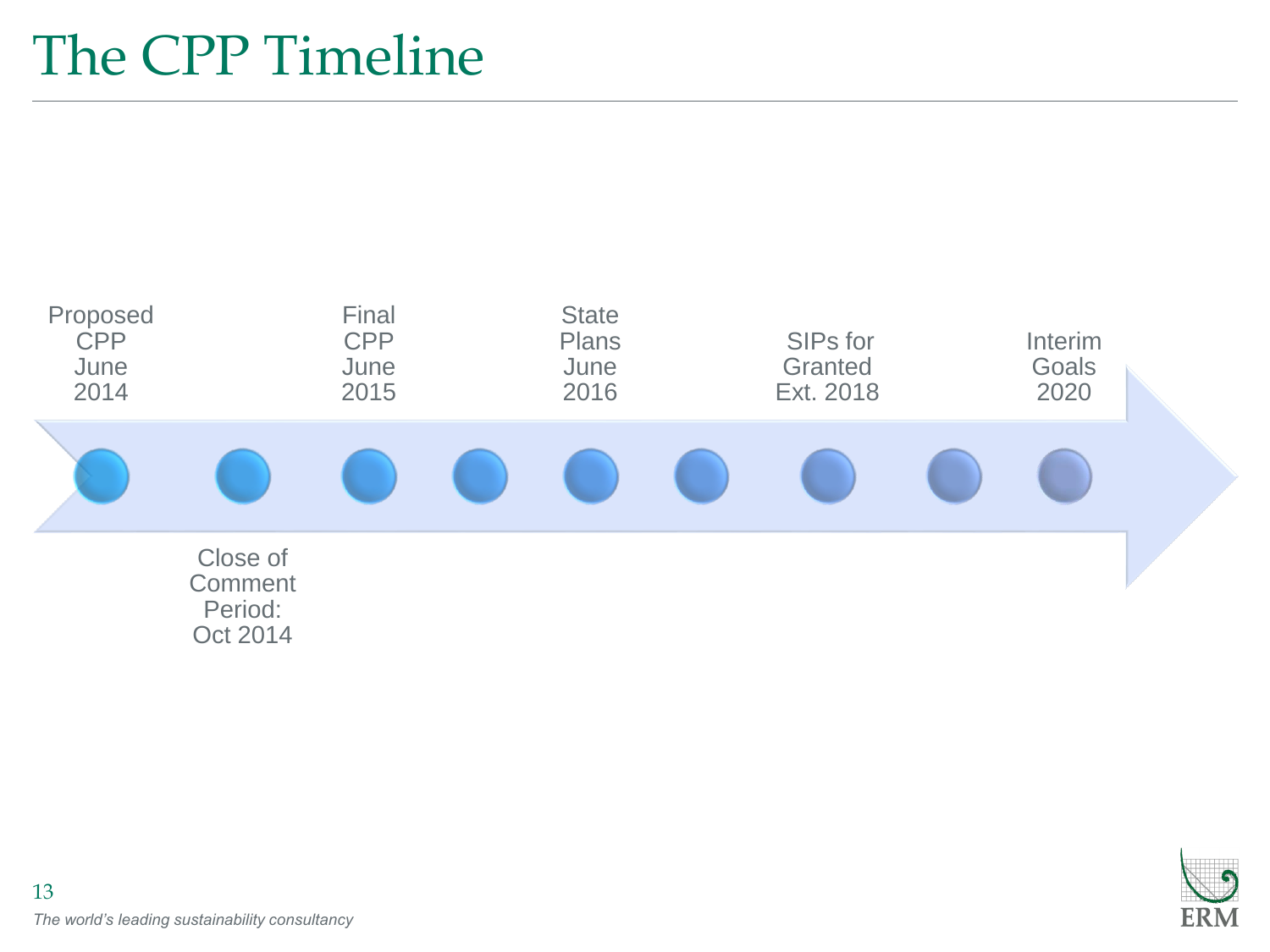# The CPP Timeline

- Proposed CPP June 2014
- Close of Comment Period: Oct 2014
- Final CPP June 2015
- State Plans June 2016
- SIPs for Granted Ext. 2018
- Interim Goals 2020

*The world's leading sustainability consultancy*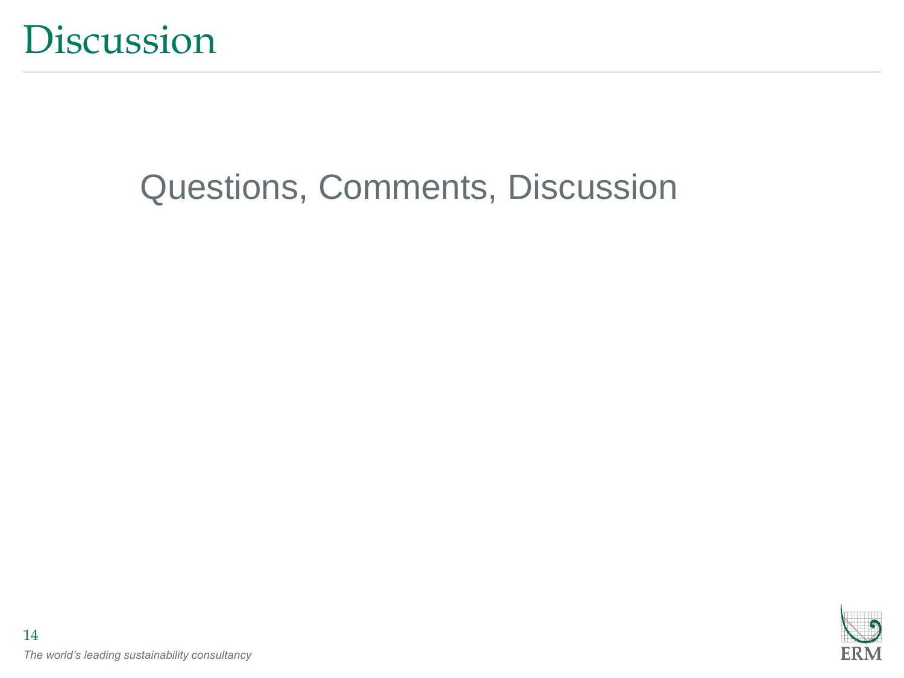# Discussion

Questions, Comments, Discussion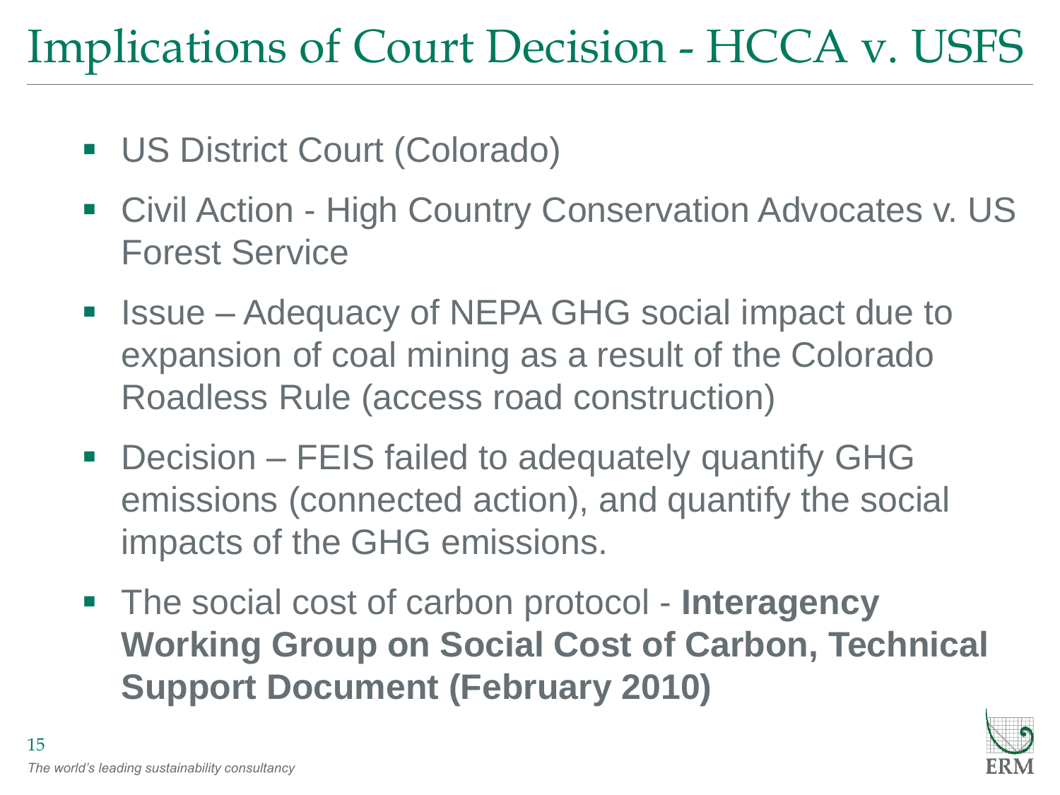# Implications of Court Decision - HCCA v. USFS

- US District Court (Colorado)
- Civil Action - High Country Conservation Advocates v. US Forest Service
- Issue – Adequacy of NEPA GHG social impact due to expansion of coal mining as a result of the Colorado Roadless Rule (access road construction)
- Decision – FEIS failed to adequately quantify GHG emissions (connected action), and quantify the social impacts of the GHG emissions.
- The social cost of carbon protocol - **Interagency Working Group on Social Cost of Carbon, Technical Support Document (February 2010)**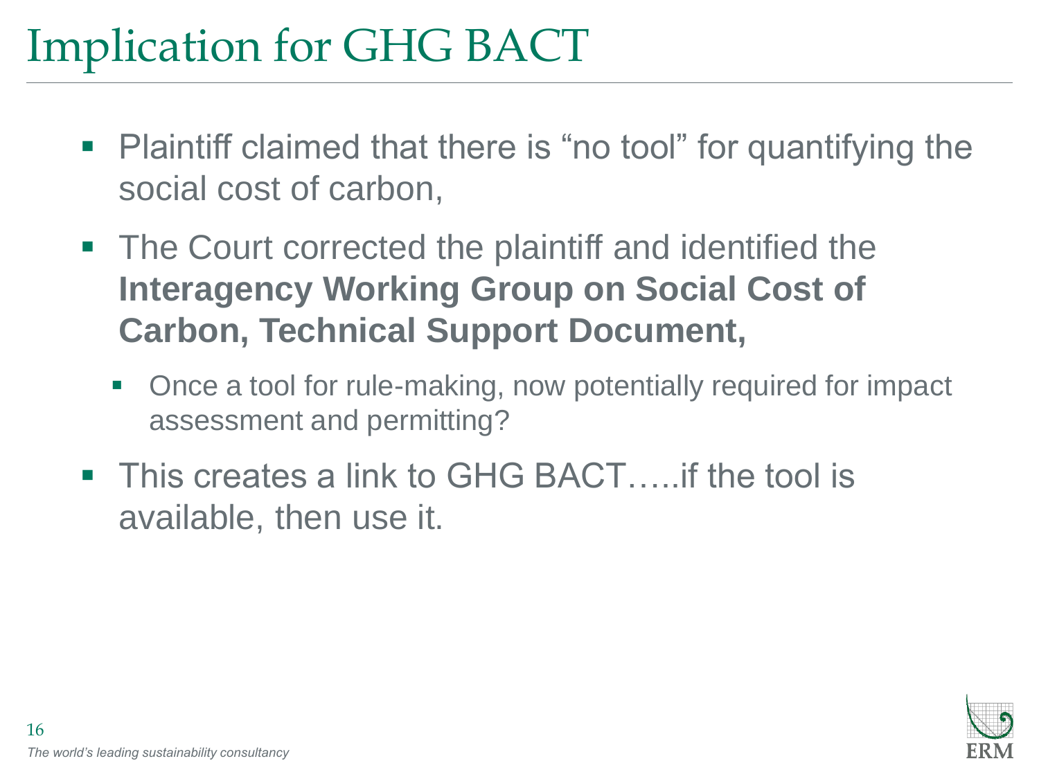# Implication for GHG BACT

- Plaintiff claimed that there is "no tool" for quantifying the social cost of carbon,
- The Court corrected the plaintiff and identified the **Interagency Working Group on Social Cost of Carbon, Technical Support Document,**
  - Once a tool for rule-making, now potentially required for impact assessment and permitting?
- This creates a link to GHG BACT…..if the tool is available, then use it.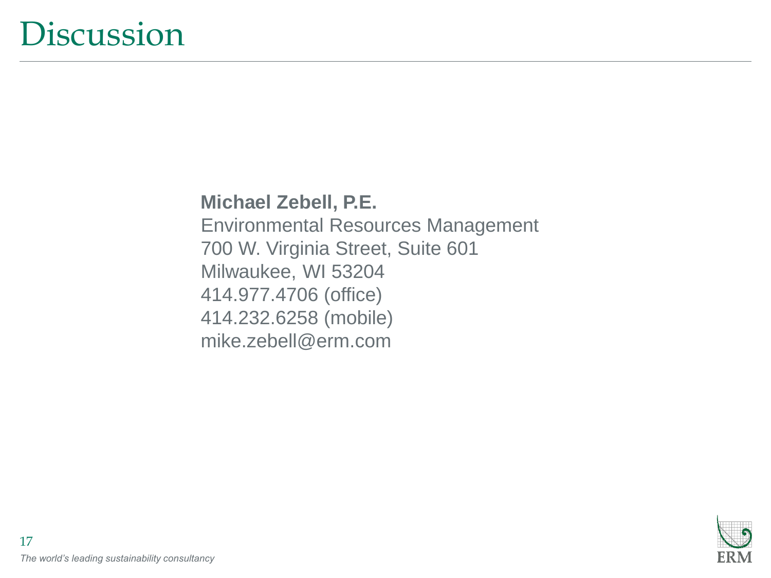# Discussion

**Michael Zebell, P.E.**
Environmental Resources Management
700 W. Virginia Street, Suite 601
Milwaukee, WI 53204
414.977.4706 (office)
414.232.6258 (mobile)
mike.zebell@erm.com